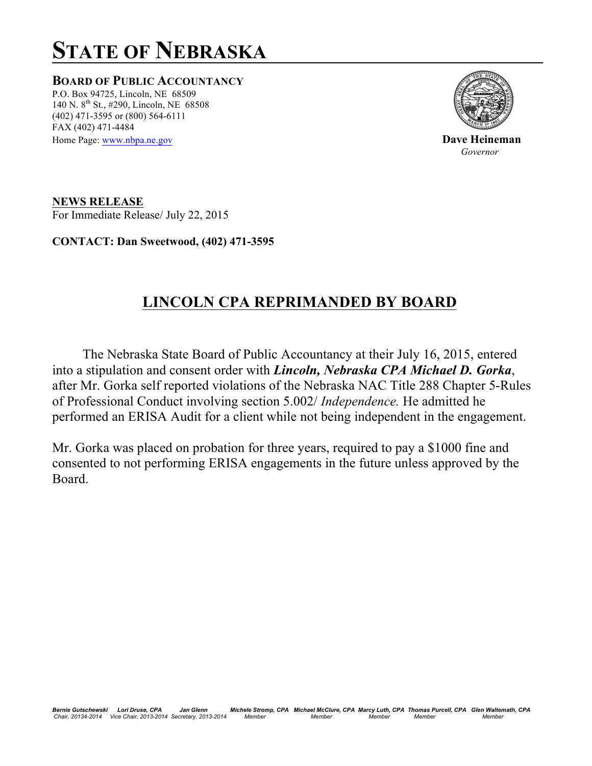# STATE OF NEBRASKA

**BOARD OF PUBLIC ACCOUNTANCY**
P.O. Box 94725, Lincoln, NE 68509
140 N. 8th St., #290, Lincoln, NE 68508
(402) 471-3595 or (800) 564-6111
FAX (402) 471-4484
Home Page: www.nbpa.ne.gov

**Dave Heineman**
*Governor*

**NEWS RELEASE**
For Immediate Release/ July 22, 2015

**CONTACT: Dan Sweetwood, (402) 471-3595**

## LINCOLN CPA REPRIMANDED BY BOARD

The Nebraska State Board of Public Accountancy at their July 16, 2015, entered into a stipulation and consent order with ***Lincoln, Nebraska CPA Michael D. Gorka***, after Mr. Gorka self reported violations of the Nebraska NAC Title 288 Chapter 5-Rules of Professional Conduct involving section 5.002/ *Independence.* He admitted he performed an ERISA Audit for a client while not being independent in the engagement.

Mr. Gorka was placed on probation for three years, required to pay a $1000 fine and consented to not performing ERISA engagements in the future unless approved by the Board.

*Bernie Gutschewski*, Chair, 20134-2014 · *Lori Druse, CPA*, Vice Chair, 2013-2014 · *Jan Glenn*, Secretary, 2013-2014 · *Michele Stromp, CPA*, Member · *Michael McClure, CPA*, Member · *Marcy Luth, CPA*, Member · *Thomas Purcell, CPA*, Member · *Glen Waltemath, CPA*, Member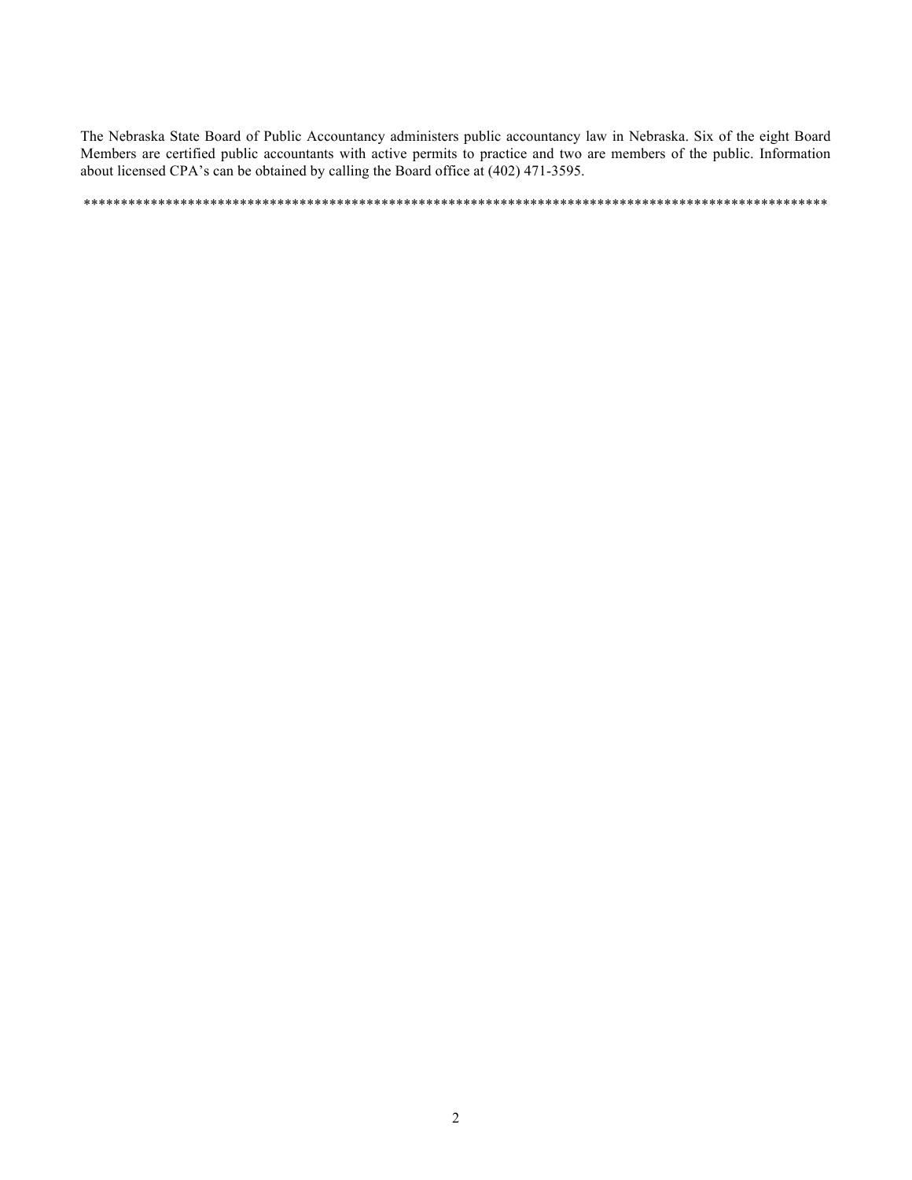The Nebraska State Board of Public Accountancy administers public accountancy law in Nebraska. Six of the eight Board Members are certified public accountants with active permits to practice and two are members of the public. Information about licensed CPA's can be obtained by calling the Board office at (402) 471-3595.

\*\*\*\*\*\*\*\*\*\*\*\*\*\*\*\*\*\*\*\*\*\*\*\*\*\*\*\*\*\*\*\*\*\*\*\*\*\*\*\*\*\*\*\*\*\*\*\*\*\*\*\*\*\*\*\*\*\*\*\*\*\*\*\*\*\*\*\*\*\*\*\*\*\*\*\*\*\*\*\*\*\*\*\*\*\*\*\*\*\*\*\*\*\*\*\*\*\*\*\*